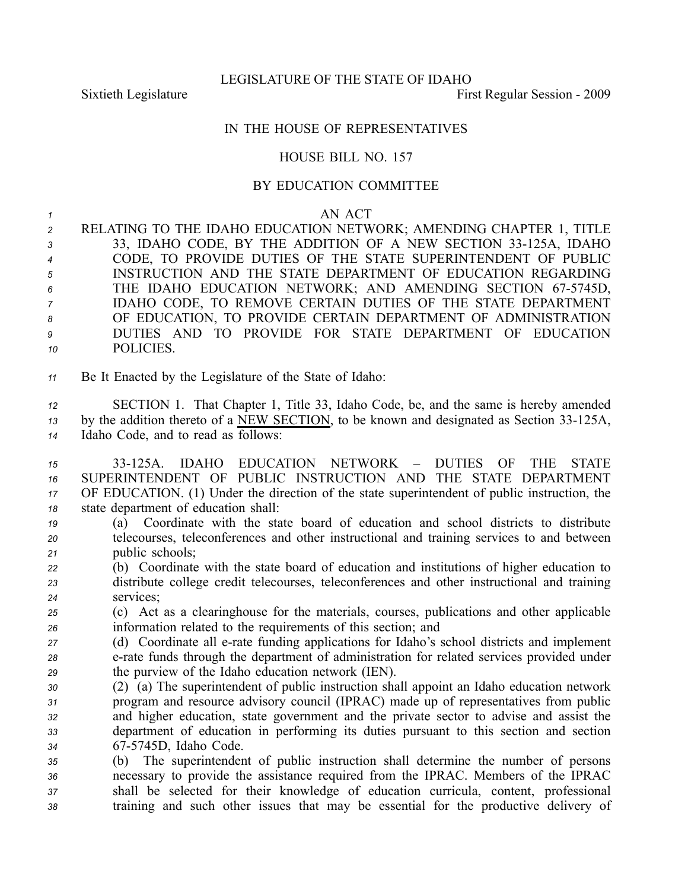LEGISLATURE OF THE STATE OF IDAHO

Sixtieth Legislature First Regular Session - 2009

IN THE HOUSE OF REPRESENTATIVES

HOUSE BILL NO. 157

BY EDUCATION COMMITTEE

AN ACT

RELATING TO THE IDAHO EDUCATION NETWORK; AMENDING CHAPTER 1, TITLE 33, IDAHO CODE, BY THE ADDITION OF A NEW SECTION 33-125A, IDAHO CODE, TO PROVIDE DUTIES OF THE STATE SUPERINTENDENT OF PUBLIC INSTRUCTION AND THE STATE DEPARTMENT OF EDUCATION REGARDING THE IDAHO EDUCATION NETWORK; AND AMENDING SECTION 67-5745D, IDAHO CODE, TO REMOVE CERTAIN DUTIES OF THE STATE DEPARTMENT OF EDUCATION, TO PROVIDE CERTAIN DEPARTMENT OF ADMINISTRATION DUTIES AND TO PROVIDE FOR STATE DEPARTMENT OF EDUCATION POLICIES.

Be It Enacted by the Legislature of the State of Idaho:

SECTION 1. That Chapter 1, Title 33, Idaho Code, be, and the same is hereby amended by the addition thereto of a NEW SECTION, to be known and designated as Section 33-125A, Idaho Code, and to read as follows:

33-125A. IDAHO EDUCATION NETWORK – DUTIES OF THE STATE SUPERINTENDENT OF PUBLIC INSTRUCTION AND THE STATE DEPARTMENT OF EDUCATION. (1) Under the direction of the state superintendent of public instruction, the state department of education shall:

(a) Coordinate with the state board of education and school districts to distribute telecourses, teleconferences and other instructional and training services to and between public schools;

(b) Coordinate with the state board of education and institutions of higher education to distribute college credit telecourses, teleconferences and other instructional and training services;

(c) Act as a clearinghouse for the materials, courses, publications and other applicable information related to the requirements of this section; and

(d) Coordinate all e-rate funding applications for Idaho's school districts and implement e-rate funds through the department of administration for related services provided under the purview of the Idaho education network (IEN).

(2) (a) The superintendent of public instruction shall appoint an Idaho education network program and resource advisory council (IPRAC) made up of representatives from public and higher education, state government and the private sector to advise and assist the department of education in performing its duties pursuant to this section and section 67-5745D, Idaho Code.

(b) The superintendent of public instruction shall determine the number of persons necessary to provide the assistance required from the IPRAC. Members of the IPRAC shall be selected for their knowledge of education curricula, content, professional training and such other issues that may be essential for the productive delivery of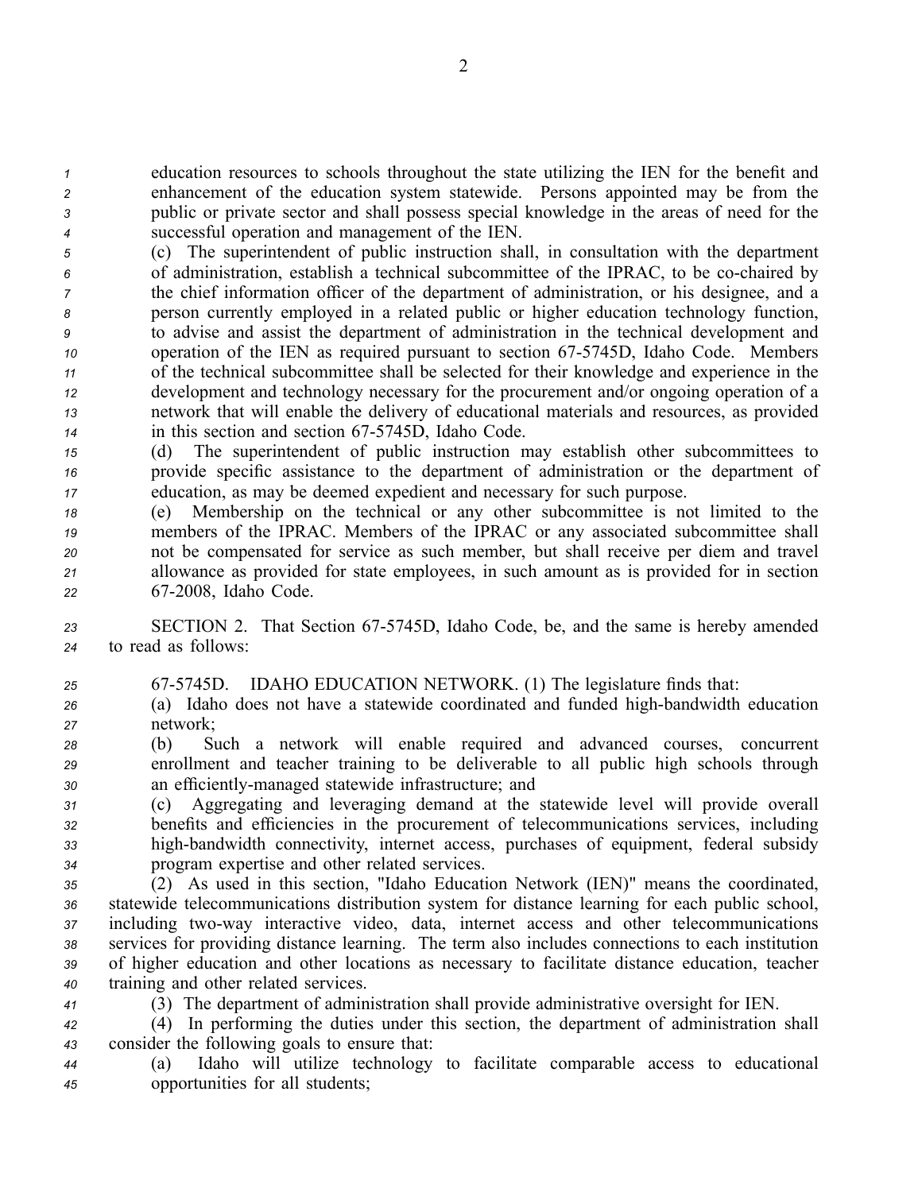education resources to schools throughout the state utilizing the IEN for the benefit and enhancement of the education system statewide. Persons appointed may be from the public or private sector and shall possess special knowledge in the areas of need for the successful operation and management of the IEN.

(c) The superintendent of public instruction shall, in consultation with the department of administration, establish a technical subcommittee of the IPRAC, to be co-chaired by the chief information officer of the department of administration, or his designee, and a person currently employed in a related public or higher education technology function, to advise and assist the department of administration in the technical development and operation of the IEN as required pursuant to section 67-5745D, Idaho Code. Members of the technical subcommittee shall be selected for their knowledge and experience in the development and technology necessary for the procurement and/or ongoing operation of a network that will enable the delivery of educational materials and resources, as provided in this section and section 67-5745D, Idaho Code.

(d) The superintendent of public instruction may establish other subcommittees to provide specific assistance to the department of administration or the department of education, as may be deemed expedient and necessary for such purpose.

(e) Membership on the technical or any other subcommittee is not limited to the members of the IPRAC. Members of the IPRAC or any associated subcommittee shall not be compensated for service as such member, but shall receive per diem and travel allowance as provided for state employees, in such amount as is provided for in section 67-2008, Idaho Code.

SECTION 2. That Section 67-5745D, Idaho Code, be, and the same is hereby amended to read as follows:

67-5745D. IDAHO EDUCATION NETWORK. (1) The legislature finds that:

(a) Idaho does not have a statewide coordinated and funded high-bandwidth education network;

(b) Such a network will enable required and advanced courses, concurrent enrollment and teacher training to be deliverable to all public high schools through an efficiently-managed statewide infrastructure; and

(c) Aggregating and leveraging demand at the statewide level will provide overall benefits and efficiencies in the procurement of telecommunications services, including high-bandwidth connectivity, internet access, purchases of equipment, federal subsidy program expertise and other related services.

(2) As used in this section, "Idaho Education Network (IEN)" means the coordinated, statewide telecommunications distribution system for distance learning for each public school, including two-way interactive video, data, internet access and other telecommunications services for providing distance learning. The term also includes connections to each institution of higher education and other locations as necessary to facilitate distance education, teacher training and other related services.

(3) The department of administration shall provide administrative oversight for IEN.

(4) In performing the duties under this section, the department of administration shall consider the following goals to ensure that:

(a) Idaho will utilize technology to facilitate comparable access to educational opportunities for all students;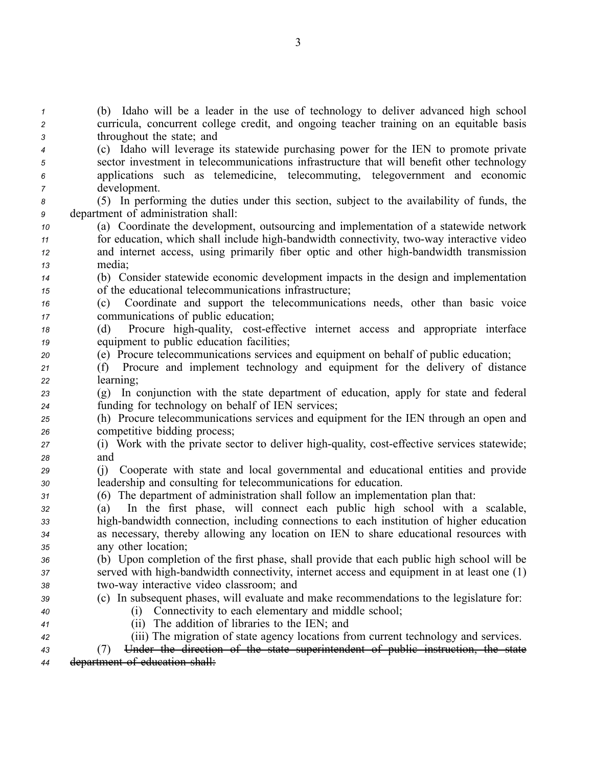(b) Idaho will be a leader in the use of technology to deliver advanced high school curricula, concurrent college credit, and ongoing teacher training on an equitable basis throughout the state; and

(c) Idaho will leverage its statewide purchasing power for the IEN to promote private sector investment in telecommunications infrastructure that will benefit other technology applications such as telemedicine, telecommuting, telegovernment and economic development.

(5) In performing the duties under this section, subject to the availability of funds, the department of administration shall:

(a) Coordinate the development, outsourcing and implementation of a statewide network for education, which shall include high-bandwidth connectivity, two-way interactive video and internet access, using primarily fiber optic and other high-bandwidth transmission media;

(b) Consider statewide economic development impacts in the design and implementation of the educational telecommunications infrastructure;

(c) Coordinate and support the telecommunications needs, other than basic voice communications of public education;

(d) Procure high-quality, cost-effective internet access and appropriate interface equipment to public education facilities;

(e) Procure telecommunications services and equipment on behalf of public education;

(f) Procure and implement technology and equipment for the delivery of distance learning;

(g) In conjunction with the state department of education, apply for state and federal funding for technology on behalf of IEN services;

(h) Procure telecommunications services and equipment for the IEN through an open and competitive bidding process;

(i) Work with the private sector to deliver high-quality, cost-effective services statewide; and

(j) Cooperate with state and local governmental and educational entities and provide leadership and consulting for telecommunications for education.

(6) The department of administration shall follow an implementation plan that:

(a) In the first phase, will connect each public high school with a scalable, high-bandwidth connection, including connections to each institution of higher education as necessary, thereby allowing any location on IEN to share educational resources with any other location;

(b) Upon completion of the first phase, shall provide that each public high school will be served with high-bandwidth connectivity, internet access and equipment in at least one (1) two-way interactive video classroom; and

(c) In subsequent phases, will evaluate and make recommendations to the legislature for:

(i) Connectivity to each elementary and middle school;

(ii) The addition of libraries to the IEN; and

(iii) The migration of state agency locations from current technology and services.

(7) ~~Under the direction of the state superintendent of public instruction, the state department of education shall:~~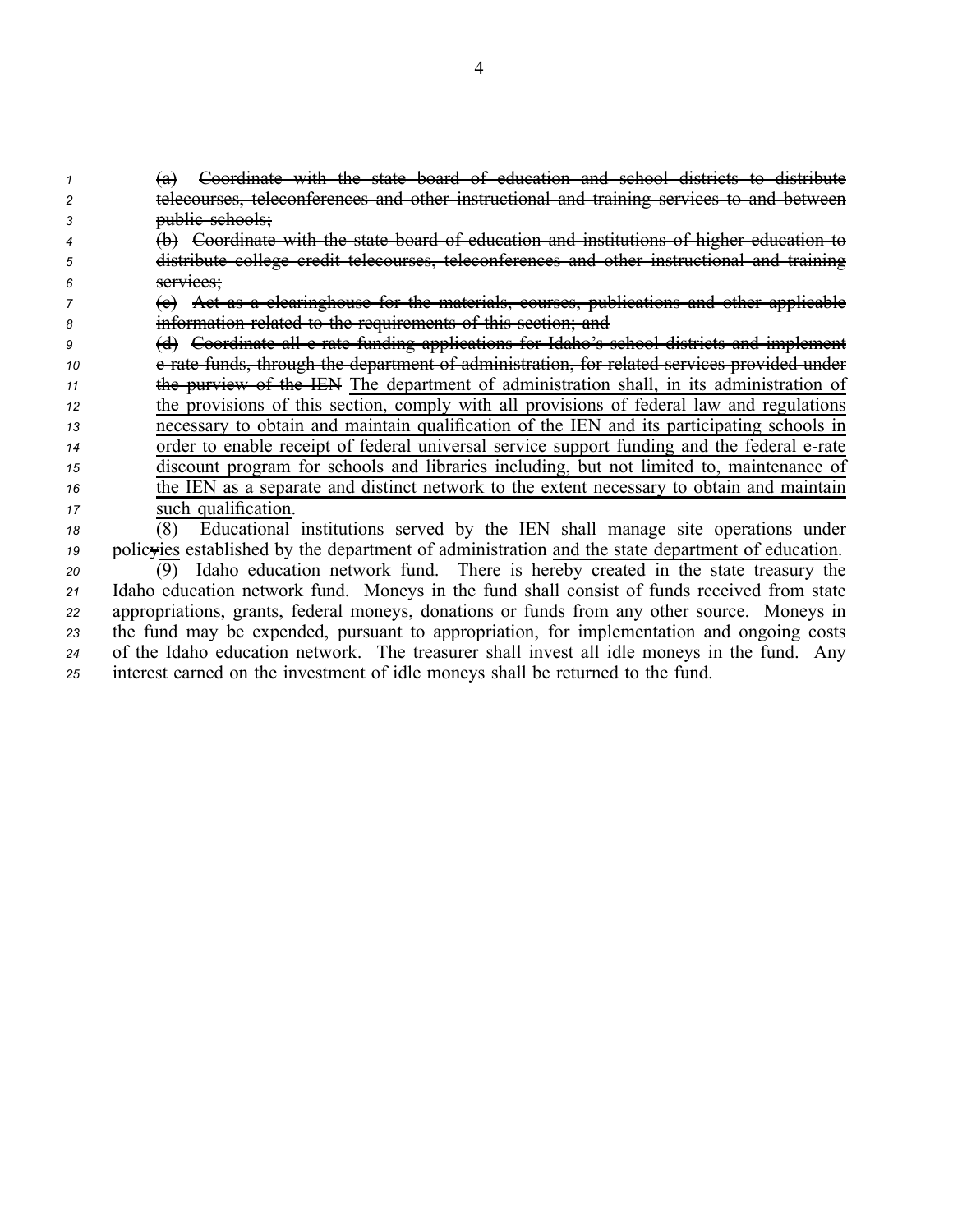~~(a) Coordinate with the state board of education and school districts to distribute telecourses, teleconferences and other instructional and training services to and between public schools;~~

~~(b) Coordinate with the state board of education and institutions of higher education to distribute college credit telecourses, teleconferences and other instructional and training services;~~

~~(c) Act as a clearinghouse for the materials, courses, publications and other applicable information related to the requirements of this section; and~~

~~(d) Coordinate all e-rate funding applications for Idaho's school districts and implement e-rate funds, through the department of administration, for related services provided under the purview of the IEN~~ <u>The department of administration shall, in its administration of the provisions of this section, comply with all provisions of federal law and regulations necessary to obtain and maintain qualification of the IEN and its participating schools in order to enable receipt of federal universal service support funding and the federal e-rate discount program for schools and libraries including, but not limited to, maintenance of the IEN as a separate and distinct network to the extent necessary to obtain and maintain such qualification</u>.

(8) Educational institutions served by the IEN shall manage site operations under polic~~y~~<u>ies</u> established by the department of administration <u>and the state department of education</u>.

(9) Idaho education network fund. There is hereby created in the state treasury the Idaho education network fund. Moneys in the fund shall consist of funds received from state appropriations, grants, federal moneys, donations or funds from any other source. Moneys in the fund may be expended, pursuant to appropriation, for implementation and ongoing costs of the Idaho education network. The treasurer shall invest all idle moneys in the fund. Any interest earned on the investment of idle moneys shall be returned to the fund.